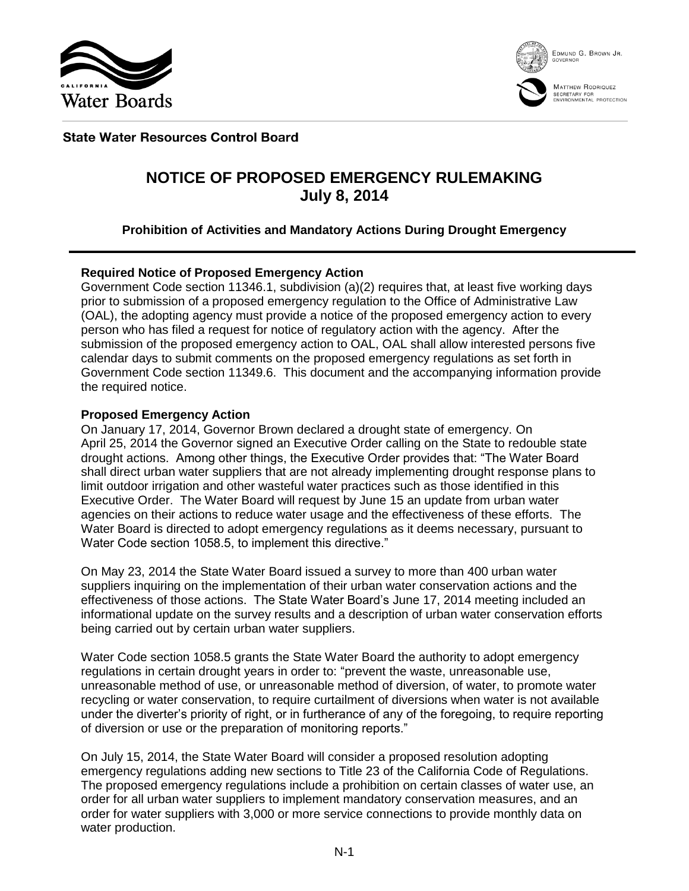California Water Boards

EDMUND G. BROWN JR.
GOVERNOR

MATTHEW RODRIQUEZ
SECRETARY FOR
ENVIRONMENTAL PROTECTION

**State Water Resources Control Board**

# NOTICE OF PROPOSED EMERGENCY RULEMAKING
# July 8, 2014

### Prohibition of Activities and Mandatory Actions During Drought Emergency

**Required Notice of Proposed Emergency Action**

Government Code section 11346.1, subdivision (a)(2) requires that, at least five working days prior to submission of a proposed emergency regulation to the Office of Administrative Law (OAL), the adopting agency must provide a notice of the proposed emergency action to every person who has filed a request for notice of regulatory action with the agency. After the submission of the proposed emergency action to OAL, OAL shall allow interested persons five calendar days to submit comments on the proposed emergency regulations as set forth in Government Code section 11349.6. This document and the accompanying information provide the required notice.

**Proposed Emergency Action**

On January 17, 2014, Governor Brown declared a drought state of emergency. On April 25, 2014 the Governor signed an Executive Order calling on the State to redouble state drought actions. Among other things, the Executive Order provides that: "The Water Board shall direct urban water suppliers that are not already implementing drought response plans to limit outdoor irrigation and other wasteful water practices such as those identified in this Executive Order. The Water Board will request by June 15 an update from urban water agencies on their actions to reduce water usage and the effectiveness of these efforts. The Water Board is directed to adopt emergency regulations as it deems necessary, pursuant to Water Code section 1058.5, to implement this directive."

On May 23, 2014 the State Water Board issued a survey to more than 400 urban water suppliers inquiring on the implementation of their urban water conservation actions and the effectiveness of those actions. The State Water Board's June 17, 2014 meeting included an informational update on the survey results and a description of urban water conservation efforts being carried out by certain urban water suppliers.

Water Code section 1058.5 grants the State Water Board the authority to adopt emergency regulations in certain drought years in order to: "prevent the waste, unreasonable use, unreasonable method of use, or unreasonable method of diversion, of water, to promote water recycling or water conservation, to require curtailment of diversions when water is not available under the diverter's priority of right, or in furtherance of any of the foregoing, to require reporting of diversion or use or the preparation of monitoring reports."

On July 15, 2014, the State Water Board will consider a proposed resolution adopting emergency regulations adding new sections to Title 23 of the California Code of Regulations. The proposed emergency regulations include a prohibition on certain classes of water use, an order for all urban water suppliers to implement mandatory conservation measures, and an order for water suppliers with 3,000 or more service connections to provide monthly data on water production.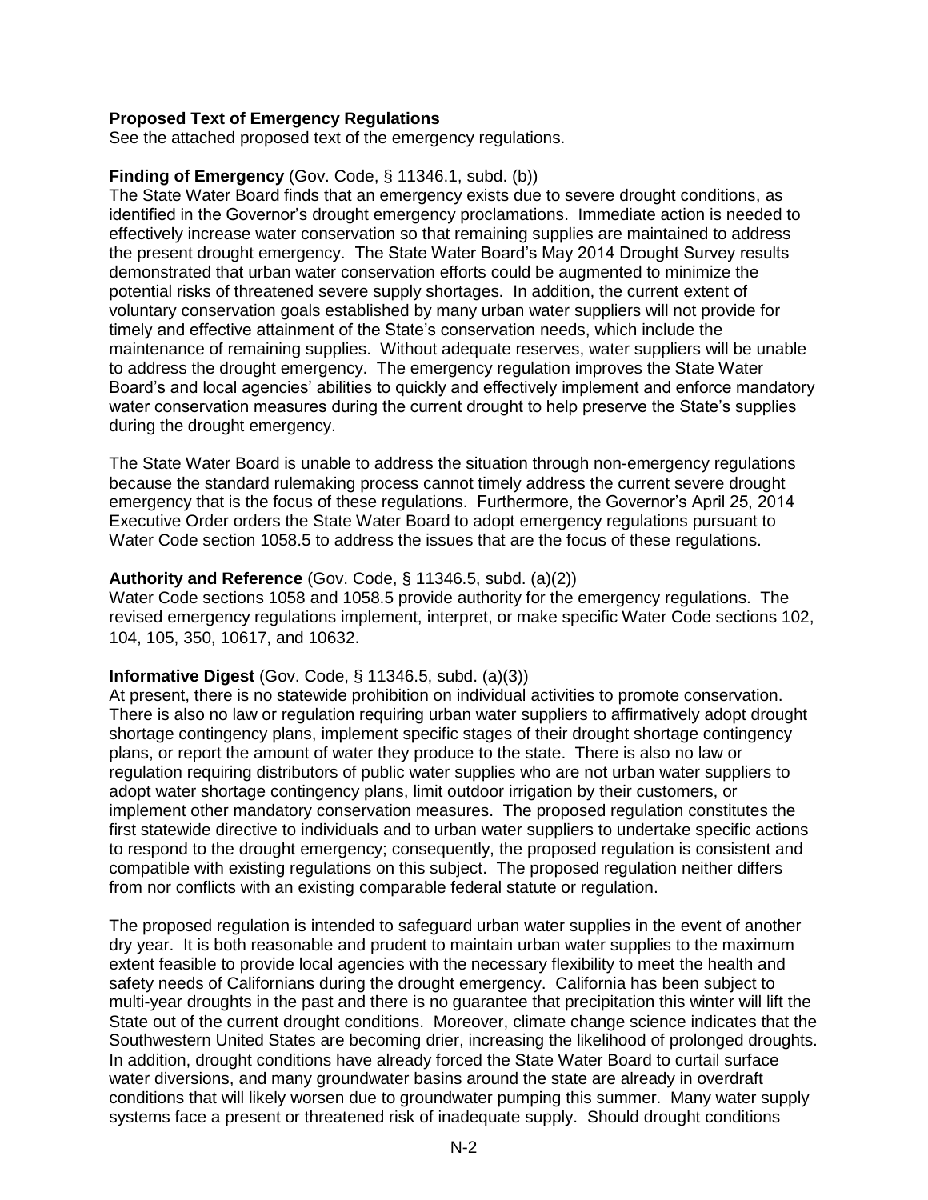**Proposed Text of Emergency Regulations**
See the attached proposed text of the emergency regulations.

**Finding of Emergency** (Gov. Code, § 11346.1, subd. (b))
The State Water Board finds that an emergency exists due to severe drought conditions, as identified in the Governor's drought emergency proclamations. Immediate action is needed to effectively increase water conservation so that remaining supplies are maintained to address the present drought emergency. The State Water Board's May 2014 Drought Survey results demonstrated that urban water conservation efforts could be augmented to minimize the potential risks of threatened severe supply shortages. In addition, the current extent of voluntary conservation goals established by many urban water suppliers will not provide for timely and effective attainment of the State's conservation needs, which include the maintenance of remaining supplies. Without adequate reserves, water suppliers will be unable to address the drought emergency. The emergency regulation improves the State Water Board's and local agencies' abilities to quickly and effectively implement and enforce mandatory water conservation measures during the current drought to help preserve the State's supplies during the drought emergency.

The State Water Board is unable to address the situation through non-emergency regulations because the standard rulemaking process cannot timely address the current severe drought emergency that is the focus of these regulations. Furthermore, the Governor's April 25, 2014 Executive Order orders the State Water Board to adopt emergency regulations pursuant to Water Code section 1058.5 to address the issues that are the focus of these regulations.

**Authority and Reference** (Gov. Code, § 11346.5, subd. (a)(2))
Water Code sections 1058 and 1058.5 provide authority for the emergency regulations. The revised emergency regulations implement, interpret, or make specific Water Code sections 102, 104, 105, 350, 10617, and 10632.

**Informative Digest** (Gov. Code, § 11346.5, subd. (a)(3))
At present, there is no statewide prohibition on individual activities to promote conservation. There is also no law or regulation requiring urban water suppliers to affirmatively adopt drought shortage contingency plans, implement specific stages of their drought shortage contingency plans, or report the amount of water they produce to the state. There is also no law or regulation requiring distributors of public water supplies who are not urban water suppliers to adopt water shortage contingency plans, limit outdoor irrigation by their customers, or implement other mandatory conservation measures. The proposed regulation constitutes the first statewide directive to individuals and to urban water suppliers to undertake specific actions to respond to the drought emergency; consequently, the proposed regulation is consistent and compatible with existing regulations on this subject. The proposed regulation neither differs from nor conflicts with an existing comparable federal statute or regulation.

The proposed regulation is intended to safeguard urban water supplies in the event of another dry year. It is both reasonable and prudent to maintain urban water supplies to the maximum extent feasible to provide local agencies with the necessary flexibility to meet the health and safety needs of Californians during the drought emergency. California has been subject to multi-year droughts in the past and there is no guarantee that precipitation this winter will lift the State out of the current drought conditions. Moreover, climate change science indicates that the Southwestern United States are becoming drier, increasing the likelihood of prolonged droughts. In addition, drought conditions have already forced the State Water Board to curtail surface water diversions, and many groundwater basins around the state are already in overdraft conditions that will likely worsen due to groundwater pumping this summer. Many water supply systems face a present or threatened risk of inadequate supply. Should drought conditions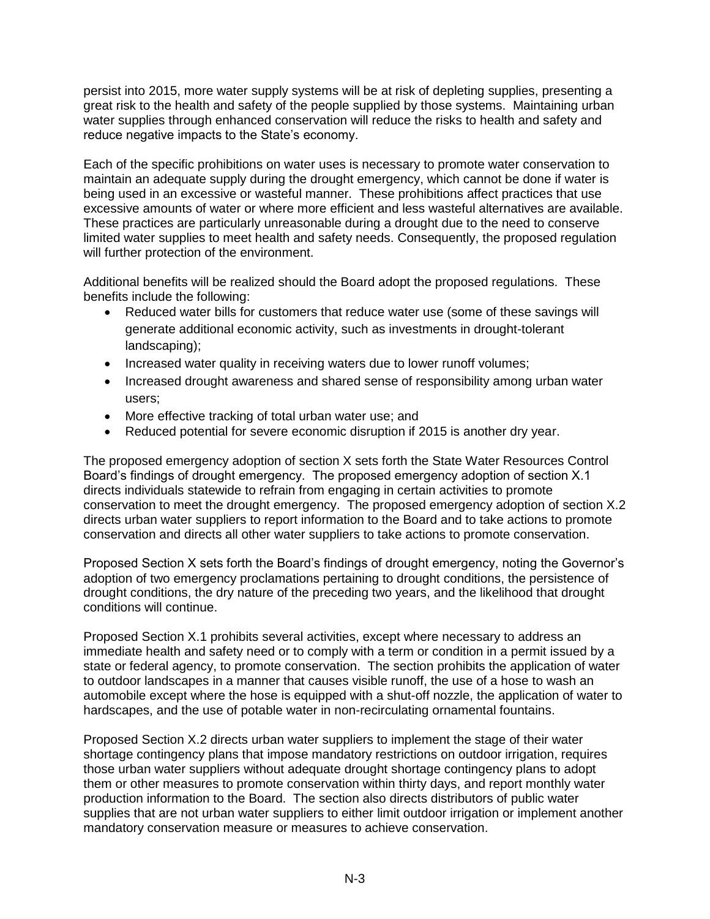persist into 2015, more water supply systems will be at risk of depleting supplies, presenting a great risk to the health and safety of the people supplied by those systems. Maintaining urban water supplies through enhanced conservation will reduce the risks to health and safety and reduce negative impacts to the State's economy.

Each of the specific prohibitions on water uses is necessary to promote water conservation to maintain an adequate supply during the drought emergency, which cannot be done if water is being used in an excessive or wasteful manner. These prohibitions affect practices that use excessive amounts of water or where more efficient and less wasteful alternatives are available. These practices are particularly unreasonable during a drought due to the need to conserve limited water supplies to meet health and safety needs. Consequently, the proposed regulation will further protection of the environment.

Additional benefits will be realized should the Board adopt the proposed regulations. These benefits include the following:

- Reduced water bills for customers that reduce water use (some of these savings will generate additional economic activity, such as investments in drought-tolerant landscaping);
- Increased water quality in receiving waters due to lower runoff volumes;
- Increased drought awareness and shared sense of responsibility among urban water users;
- More effective tracking of total urban water use; and
- Reduced potential for severe economic disruption if 2015 is another dry year.

The proposed emergency adoption of section X sets forth the State Water Resources Control Board's findings of drought emergency. The proposed emergency adoption of section X.1 directs individuals statewide to refrain from engaging in certain activities to promote conservation to meet the drought emergency. The proposed emergency adoption of section X.2 directs urban water suppliers to report information to the Board and to take actions to promote conservation and directs all other water suppliers to take actions to promote conservation.

Proposed Section X sets forth the Board's findings of drought emergency, noting the Governor's adoption of two emergency proclamations pertaining to drought conditions, the persistence of drought conditions, the dry nature of the preceding two years, and the likelihood that drought conditions will continue.

Proposed Section X.1 prohibits several activities, except where necessary to address an immediate health and safety need or to comply with a term or condition in a permit issued by a state or federal agency, to promote conservation. The section prohibits the application of water to outdoor landscapes in a manner that causes visible runoff, the use of a hose to wash an automobile except where the hose is equipped with a shut-off nozzle, the application of water to hardscapes, and the use of potable water in non-recirculating ornamental fountains.

Proposed Section X.2 directs urban water suppliers to implement the stage of their water shortage contingency plans that impose mandatory restrictions on outdoor irrigation, requires those urban water suppliers without adequate drought shortage contingency plans to adopt them or other measures to promote conservation within thirty days, and report monthly water production information to the Board. The section also directs distributors of public water supplies that are not urban water suppliers to either limit outdoor irrigation or implement another mandatory conservation measure or measures to achieve conservation.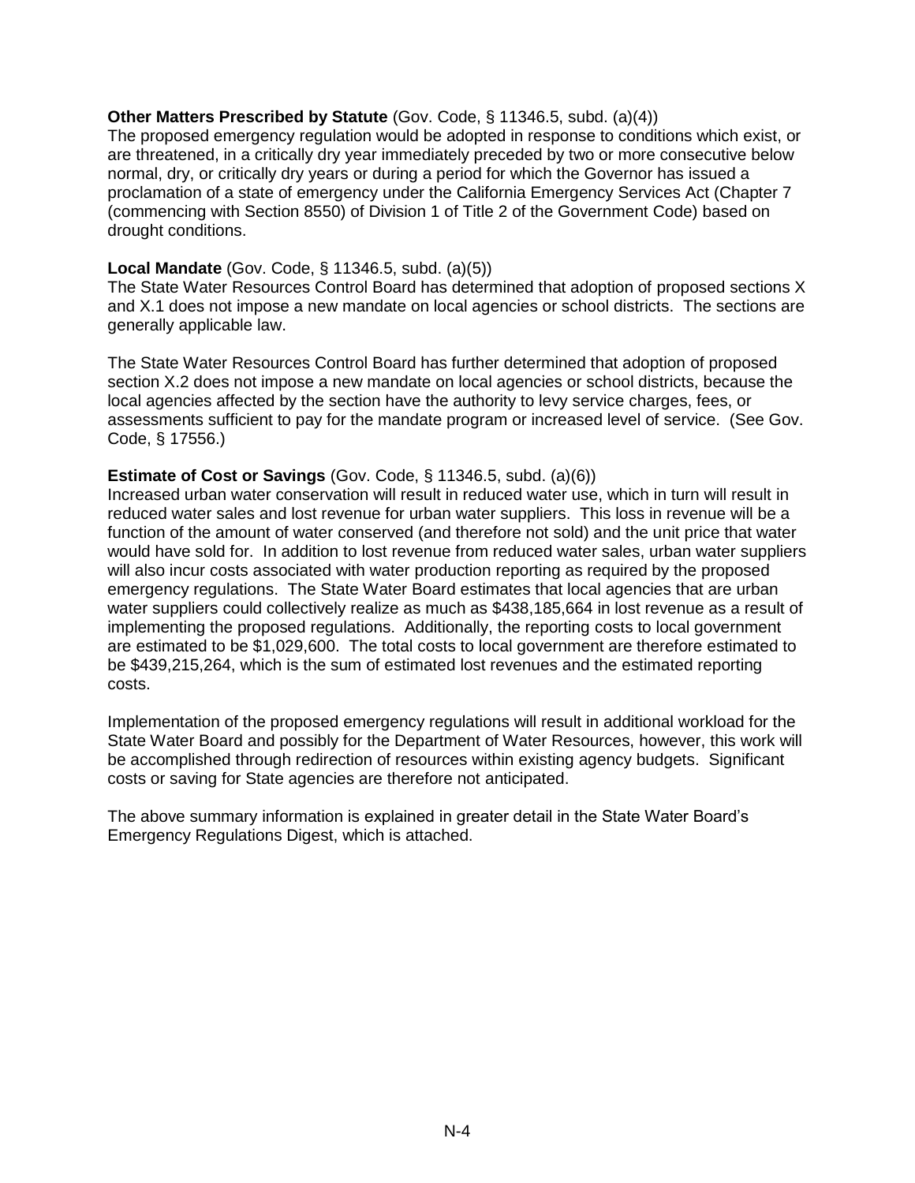**Other Matters Prescribed by Statute** (Gov. Code, § 11346.5, subd. (a)(4))
The proposed emergency regulation would be adopted in response to conditions which exist, or are threatened, in a critically dry year immediately preceded by two or more consecutive below normal, dry, or critically dry years or during a period for which the Governor has issued a proclamation of a state of emergency under the California Emergency Services Act (Chapter 7 (commencing with Section 8550) of Division 1 of Title 2 of the Government Code) based on drought conditions.

**Local Mandate** (Gov. Code, § 11346.5, subd. (a)(5))
The State Water Resources Control Board has determined that adoption of proposed sections X and X.1 does not impose a new mandate on local agencies or school districts. The sections are generally applicable law.

The State Water Resources Control Board has further determined that adoption of proposed section X.2 does not impose a new mandate on local agencies or school districts, because the local agencies affected by the section have the authority to levy service charges, fees, or assessments sufficient to pay for the mandate program or increased level of service. (See Gov. Code, § 17556.)

**Estimate of Cost or Savings** (Gov. Code, § 11346.5, subd. (a)(6))
Increased urban water conservation will result in reduced water use, which in turn will result in reduced water sales and lost revenue for urban water suppliers. This loss in revenue will be a function of the amount of water conserved (and therefore not sold) and the unit price that water would have sold for. In addition to lost revenue from reduced water sales, urban water suppliers will also incur costs associated with water production reporting as required by the proposed emergency regulations. The State Water Board estimates that local agencies that are urban water suppliers could collectively realize as much as $438,185,664 in lost revenue as a result of implementing the proposed regulations. Additionally, the reporting costs to local government are estimated to be $1,029,600. The total costs to local government are therefore estimated to be $439,215,264, which is the sum of estimated lost revenues and the estimated reporting costs.

Implementation of the proposed emergency regulations will result in additional workload for the State Water Board and possibly for the Department of Water Resources, however, this work will be accomplished through redirection of resources within existing agency budgets. Significant costs or saving for State agencies are therefore not anticipated.

The above summary information is explained in greater detail in the State Water Board's Emergency Regulations Digest, which is attached.